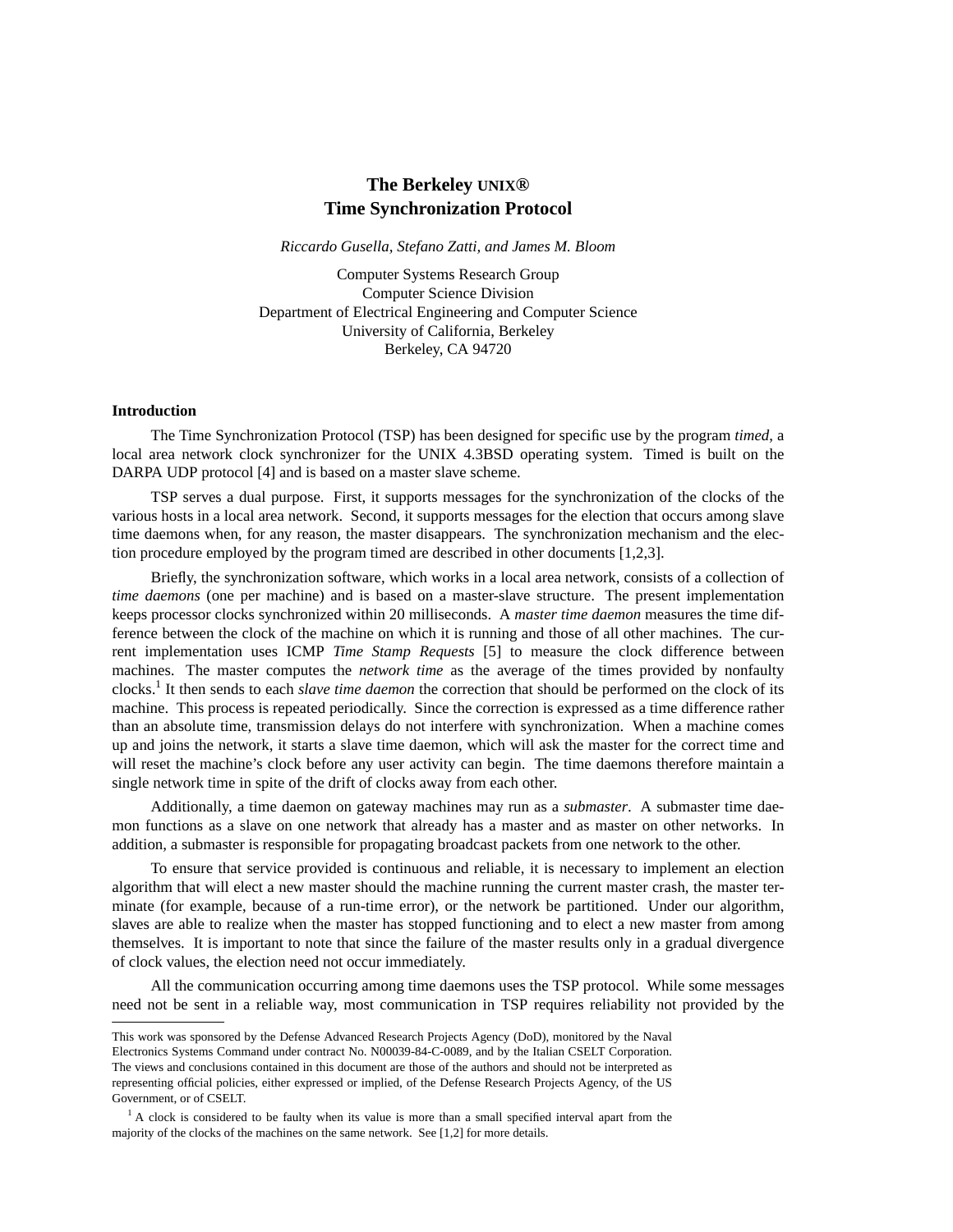# The Berkeley UNIX® Time Synchronization Protocol

*Riccardo Gusella, Stefano Zatti, and James M. Bloom*

Computer Systems Research Group
Computer Science Division
Department of Electrical Engineering and Computer Science
University of California, Berkeley
Berkeley, CA 94720

## Introduction

The Time Synchronization Protocol (TSP) has been designed for specific use by the program *timed*, a local area network clock synchronizer for the UNIX 4.3BSD operating system. Timed is built on the DARPA UDP protocol [4] and is based on a master slave scheme.

TSP serves a dual purpose. First, it supports messages for the synchronization of the clocks of the various hosts in a local area network. Second, it supports messages for the election that occurs among slave time daemons when, for any reason, the master disappears. The synchronization mechanism and the election procedure employed by the program timed are described in other documents [1,2,3].

Briefly, the synchronization software, which works in a local area network, consists of a collection of *time daemons* (one per machine) and is based on a master-slave structure. The present implementation keeps processor clocks synchronized within 20 milliseconds. A *master time daemon* measures the time difference between the clock of the machine on which it is running and those of all other machines. The current implementation uses ICMP *Time Stamp Requests* [5] to measure the clock difference between machines. The master computes the *network time* as the average of the times provided by nonfaulty clocks.[1] It then sends to each *slave time daemon* the correction that should be performed on the clock of its machine. This process is repeated periodically. Since the correction is expressed as a time difference rather than an absolute time, transmission delays do not interfere with synchronization. When a machine comes up and joins the network, it starts a slave time daemon, which will ask the master for the correct time and will reset the machine's clock before any user activity can begin. The time daemons therefore maintain a single network time in spite of the drift of clocks away from each other.

Additionally, a time daemon on gateway machines may run as a *submaster*. A submaster time daemon functions as a slave on one network that already has a master and as master on other networks. In addition, a submaster is responsible for propagating broadcast packets from one network to the other.

To ensure that service provided is continuous and reliable, it is necessary to implement an election algorithm that will elect a new master should the machine running the current master crash, the master terminate (for example, because of a run-time error), or the network be partitioned. Under our algorithm, slaves are able to realize when the master has stopped functioning and to elect a new master from among themselves. It is important to note that since the failure of the master results only in a gradual divergence of clock values, the election need not occur immediately.

All the communication occurring among time daemons uses the TSP protocol. While some messages need not be sent in a reliable way, most communication in TSP requires reliability not provided by the

---

This work was sponsored by the Defense Advanced Research Projects Agency (DoD), monitored by the Naval Electronics Systems Command under contract No. N00039-84-C-0089, and by the Italian CSELT Corporation. The views and conclusions contained in this document are those of the authors and should not be interpreted as representing official policies, either expressed or implied, of the Defense Research Projects Agency, of the US Government, or of CSELT.

[1] A clock is considered to be faulty when its value is more than a small specified interval apart from the majority of the clocks of the machines on the same network. See [1,2] for more details.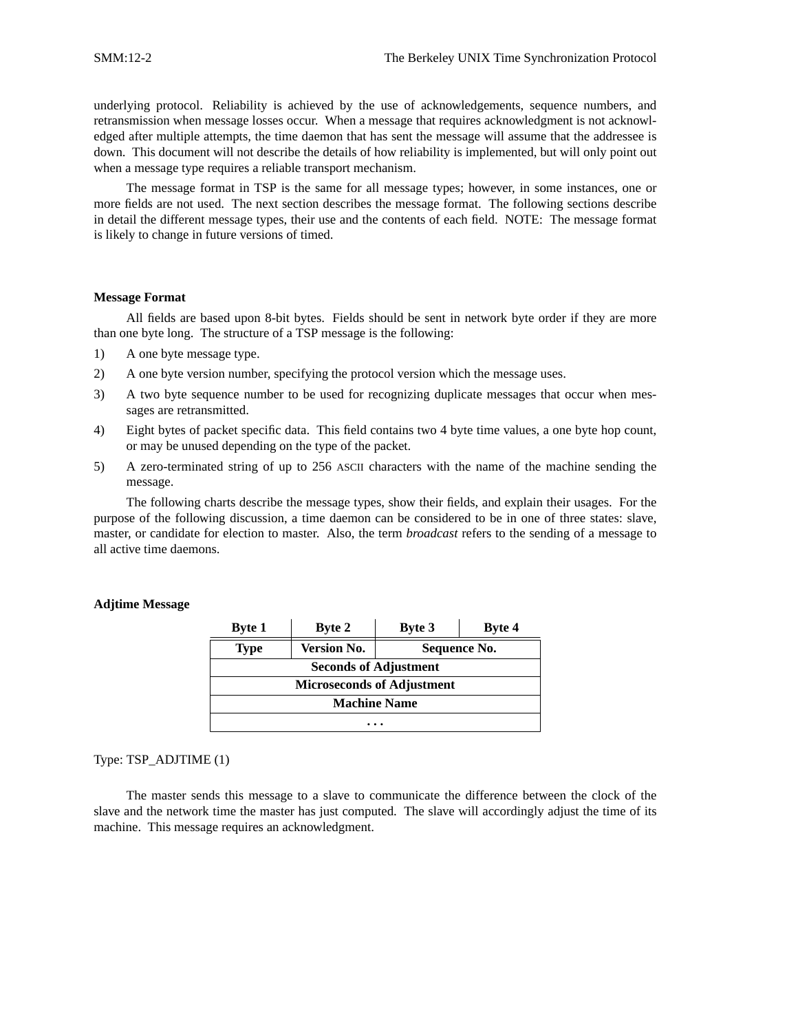underlying protocol. Reliability is achieved by the use of acknowledgements, sequence numbers, and retransmission when message losses occur. When a message that requires acknowledgment is not acknowledged after multiple attempts, the time daemon that has sent the message will assume that the addressee is down. This document will not describe the details of how reliability is implemented, but will only point out when a message type requires a reliable transport mechanism.

The message format in TSP is the same for all message types; however, in some instances, one or more fields are not used. The next section describes the message format. The following sections describe in detail the different message types, their use and the contents of each field. NOTE: The message format is likely to change in future versions of timed.

### Message Format

All fields are based upon 8-bit bytes. Fields should be sent in network byte order if they are more than one byte long. The structure of a TSP message is the following:

1) A one byte message type.
2) A one byte version number, specifying the protocol version which the message uses.
3) A two byte sequence number to be used for recognizing duplicate messages that occur when messages are retransmitted.
4) Eight bytes of packet specific data. This field contains two 4 byte time values, a one byte hop count, or may be unused depending on the type of the packet.
5) A zero-terminated string of up to 256 ASCII characters with the name of the machine sending the message.

The following charts describe the message types, show their fields, and explain their usages. For the purpose of the following discussion, a time daemon can be considered to be in one of three states: slave, master, or candidate for election to master. Also, the term *broadcast* refers to the sending of a message to all active time daemons.

### Adjtime Message

| Byte 1 | Byte 2 | Byte 3 | Byte 4 |
|---|---|---|---|
| **Type** | **Version No.** | **Sequence No.** | |
| **Seconds of Adjustment** | | | |
| **Microseconds of Adjustment** | | | |
| **Machine Name** | | | |
| **. . .** | | | |

Type: TSP_ADJTIME (1)

The master sends this message to a slave to communicate the difference between the clock of the slave and the network time the master has just computed. The slave will accordingly adjust the time of its machine. This message requires an acknowledgment.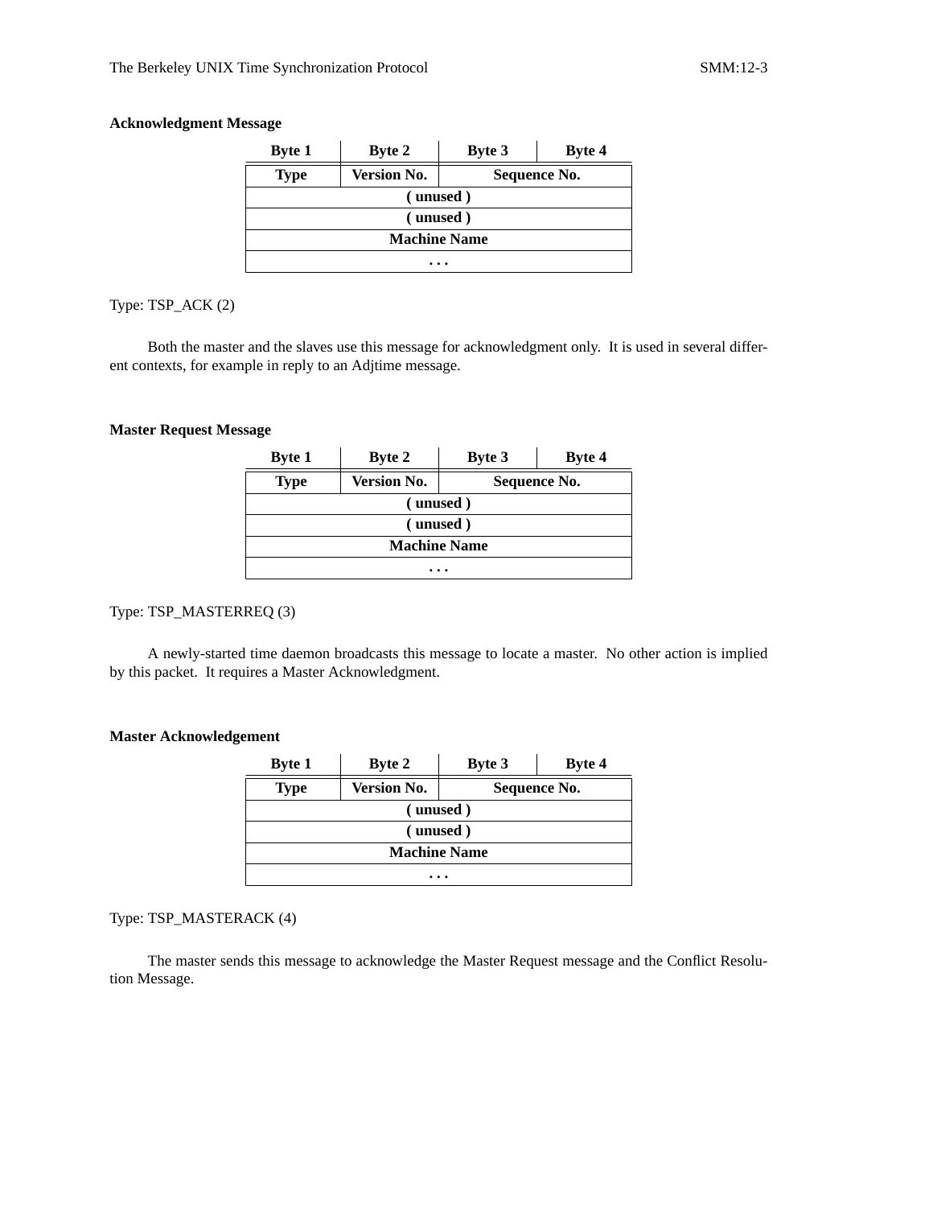### Acknowledgment Message

| Byte 1 | Byte 2 | Byte 3 | Byte 4 |
|---|---|---|---|
| **Type** | **Version No.** | **Sequence No.** | |
| **( unused )** | | | |
| **( unused )** | | | |
| **Machine Name** | | | |
| **. . .** | | | |

Type: TSP_ACK (2)

Both the master and the slaves use this message for acknowledgment only. It is used in several different contexts, for example in reply to an Adjtime message.

### Master Request Message

| Byte 1 | Byte 2 | Byte 3 | Byte 4 |
|---|---|---|---|
| **Type** | **Version No.** | **Sequence No.** | |
| **( unused )** | | | |
| **( unused )** | | | |
| **Machine Name** | | | |
| **. . .** | | | |

Type: TSP_MASTERREQ (3)

A newly-started time daemon broadcasts this message to locate a master. No other action is implied by this packet. It requires a Master Acknowledgment.

### Master Acknowledgement

| Byte 1 | Byte 2 | Byte 3 | Byte 4 |
|---|---|---|---|
| **Type** | **Version No.** | **Sequence No.** | |
| **( unused )** | | | |
| **( unused )** | | | |
| **Machine Name** | | | |
| **. . .** | | | |

Type: TSP_MASTERACK (4)

The master sends this message to acknowledge the Master Request message and the Conflict Resolution Message.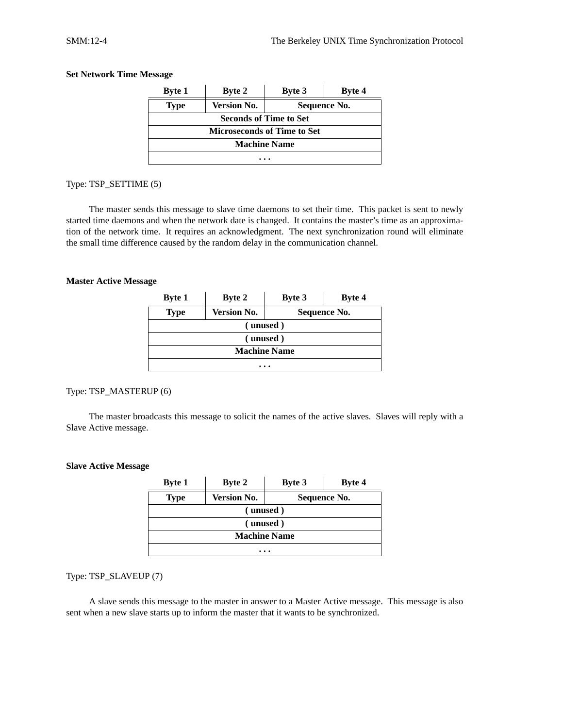**Set Network Time Message**

| Byte 1 | Byte 2 | Byte 3 | Byte 4 |
|---|---|---|---|
| **Type** | **Version No.** | **Sequence No.** | |
| **Seconds of Time to Set** | | | |
| **Microseconds of Time to Set** | | | |
| **Machine Name** | | | |
| **. . .** | | | |

Type: TSP_SETTIME (5)

The master sends this message to slave time daemons to set their time. This packet is sent to newly started time daemons and when the network date is changed. It contains the master's time as an approximation of the network time. It requires an acknowledgment. The next synchronization round will eliminate the small time difference caused by the random delay in the communication channel.

**Master Active Message**

| Byte 1 | Byte 2 | Byte 3 | Byte 4 |
|---|---|---|---|
| **Type** | **Version No.** | **Sequence No.** | |
| **( unused )** | | | |
| **( unused )** | | | |
| **Machine Name** | | | |
| **. . .** | | | |

Type: TSP_MASTERUP (6)

The master broadcasts this message to solicit the names of the active slaves. Slaves will reply with a Slave Active message.

**Slave Active Message**

| Byte 1 | Byte 2 | Byte 3 | Byte 4 |
|---|---|---|---|
| **Type** | **Version No.** | **Sequence No.** | |
| **( unused )** | | | |
| **( unused )** | | | |
| **Machine Name** | | | |
| **. . .** | | | |

Type: TSP_SLAVEUP (7)

A slave sends this message to the master in answer to a Master Active message. This message is also sent when a new slave starts up to inform the master that it wants to be synchronized.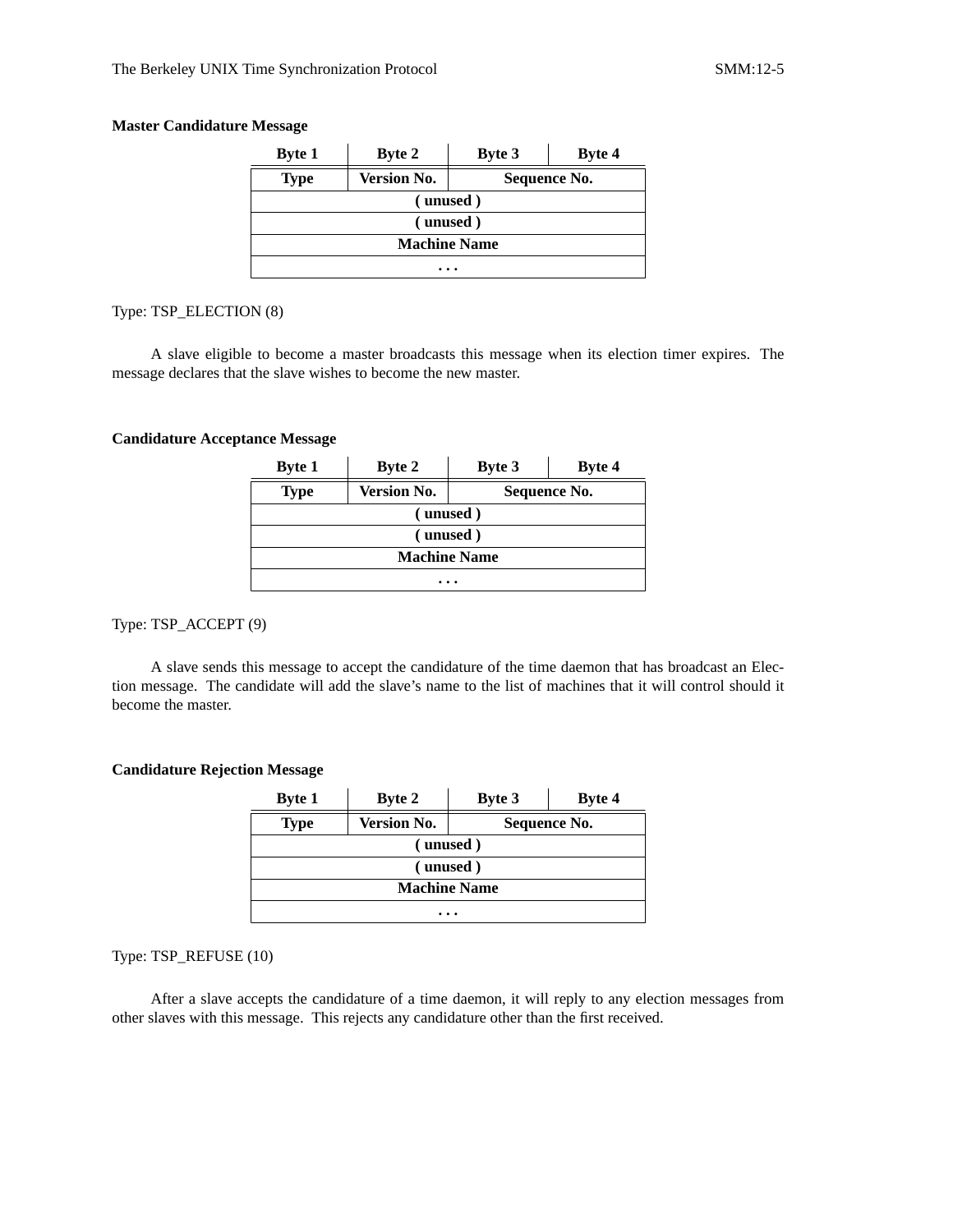**Master Candidature Message**

| Byte 1 | Byte 2 | Byte 3 | Byte 4 |
|---|---|---|---|
| Type | Version No. | Sequence No. | |
| ( unused ) | | | |
| ( unused ) | | | |
| Machine Name | | | |
| . . . | | | |

Type: TSP_ELECTION (8)

A slave eligible to become a master broadcasts this message when its election timer expires. The message declares that the slave wishes to become the new master.

**Candidature Acceptance Message**

| Byte 1 | Byte 2 | Byte 3 | Byte 4 |
|---|---|---|---|
| Type | Version No. | Sequence No. | |
| ( unused ) | | | |
| ( unused ) | | | |
| Machine Name | | | |
| . . . | | | |

Type: TSP_ACCEPT (9)

A slave sends this message to accept the candidature of the time daemon that has broadcast an Election message. The candidate will add the slave's name to the list of machines that it will control should it become the master.

**Candidature Rejection Message**

| Byte 1 | Byte 2 | Byte 3 | Byte 4 |
|---|---|---|---|
| Type | Version No. | Sequence No. | |
| ( unused ) | | | |
| ( unused ) | | | |
| Machine Name | | | |
| . . . | | | |

Type: TSP_REFUSE (10)

After a slave accepts the candidature of a time daemon, it will reply to any election messages from other slaves with this message. This rejects any candidature other than the first received.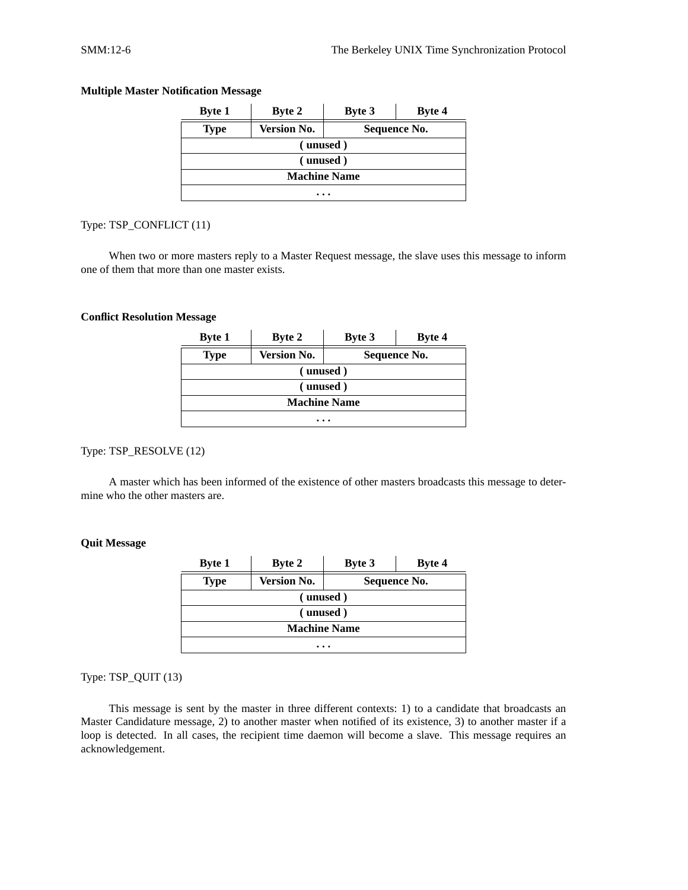**Multiple Master Notification Message**

| Byte 1 | Byte 2 | Byte 3 | Byte 4 |
|---|---|---|---|
| **Type** | **Version No.** | **Sequence No.** | |
| **( unused )** | | | |
| **( unused )** | | | |
| **Machine Name** | | | |
| **. . .** | | | |

Type: TSP_CONFLICT (11)

When two or more masters reply to a Master Request message, the slave uses this message to inform one of them that more than one master exists.

**Conflict Resolution Message**

| Byte 1 | Byte 2 | Byte 3 | Byte 4 |
|---|---|---|---|
| **Type** | **Version No.** | **Sequence No.** | |
| **( unused )** | | | |
| **( unused )** | | | |
| **Machine Name** | | | |
| **. . .** | | | |

Type: TSP_RESOLVE (12)

A master which has been informed of the existence of other masters broadcasts this message to determine who the other masters are.

**Quit Message**

| Byte 1 | Byte 2 | Byte 3 | Byte 4 |
|---|---|---|---|
| **Type** | **Version No.** | **Sequence No.** | |
| **( unused )** | | | |
| **( unused )** | | | |
| **Machine Name** | | | |
| **. . .** | | | |

Type: TSP_QUIT (13)

This message is sent by the master in three different contexts: 1) to a candidate that broadcasts an Master Candidature message, 2) to another master when notified of its existence, 3) to another master if a loop is detected. In all cases, the recipient time daemon will become a slave. This message requires an acknowledgement.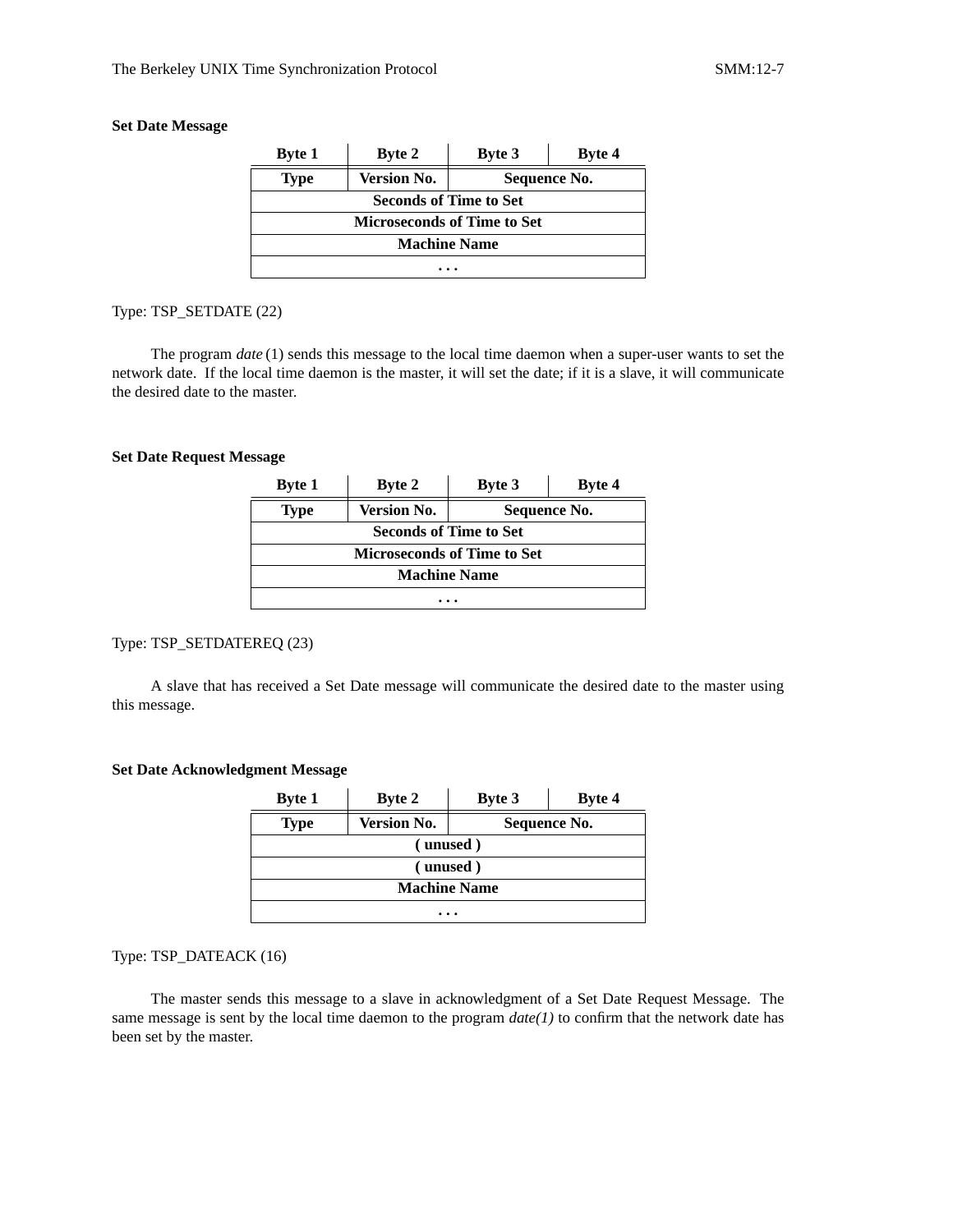**Set Date Message**

| Byte 1 | Byte 2 | Byte 3 | Byte 4 |
|---|---|---|---|
| Type | Version No. | Sequence No. | |
| Seconds of Time to Set | | | |
| Microseconds of Time to Set | | | |
| Machine Name | | | |
| . . . | | | |

Type: TSP_SETDATE (22)

The program *date* (1) sends this message to the local time daemon when a super-user wants to set the network date. If the local time daemon is the master, it will set the date; if it is a slave, it will communicate the desired date to the master.

**Set Date Request Message**

| Byte 1 | Byte 2 | Byte 3 | Byte 4 |
|---|---|---|---|
| Type | Version No. | Sequence No. | |
| Seconds of Time to Set | | | |
| Microseconds of Time to Set | | | |
| Machine Name | | | |
| . . . | | | |

Type: TSP_SETDATEREQ (23)

A slave that has received a Set Date message will communicate the desired date to the master using this message.

**Set Date Acknowledgment Message**

| Byte 1 | Byte 2 | Byte 3 | Byte 4 |
|---|---|---|---|
| Type | Version No. | Sequence No. | |
| ( unused ) | | | |
| ( unused ) | | | |
| Machine Name | | | |
| . . . | | | |

Type: TSP_DATEACK (16)

The master sends this message to a slave in acknowledgment of a Set Date Request Message. The same message is sent by the local time daemon to the program *date(1)* to confirm that the network date has been set by the master.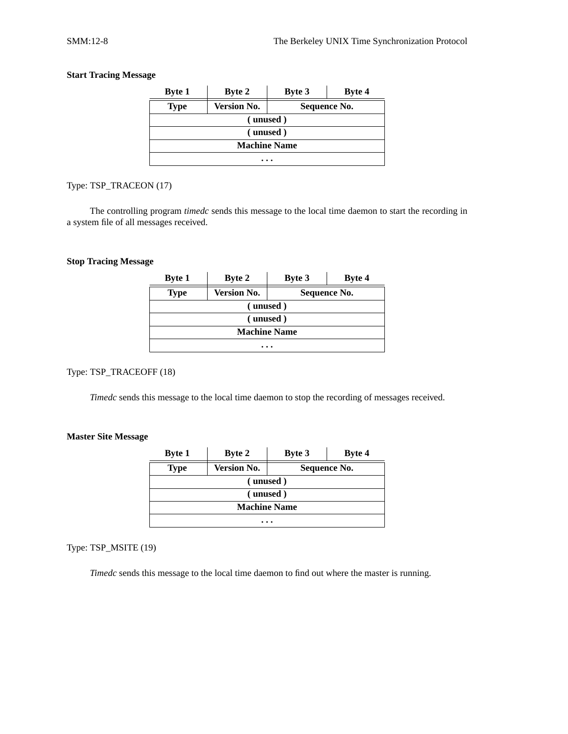**Start Tracing Message**

| Byte 1 | Byte 2 | Byte 3 | Byte 4 |
|---|---|---|---|
| Type | Version No. | Sequence No. | |
| ( unused ) | | | |
| ( unused ) | | | |
| Machine Name | | | |
| . . . | | | |

Type: TSP_TRACEON (17)

The controlling program *timedc* sends this message to the local time daemon to start the recording in a system file of all messages received.

**Stop Tracing Message**

| Byte 1 | Byte 2 | Byte 3 | Byte 4 |
|---|---|---|---|
| Type | Version No. | Sequence No. | |
| ( unused ) | | | |
| ( unused ) | | | |
| Machine Name | | | |
| . . . | | | |

Type: TSP_TRACEOFF (18)

*Timedc* sends this message to the local time daemon to stop the recording of messages received.

**Master Site Message**

| Byte 1 | Byte 2 | Byte 3 | Byte 4 |
|---|---|---|---|
| Type | Version No. | Sequence No. | |
| ( unused ) | | | |
| ( unused ) | | | |
| Machine Name | | | |
| . . . | | | |

Type: TSP_MSITE (19)

*Timedc* sends this message to the local time daemon to find out where the master is running.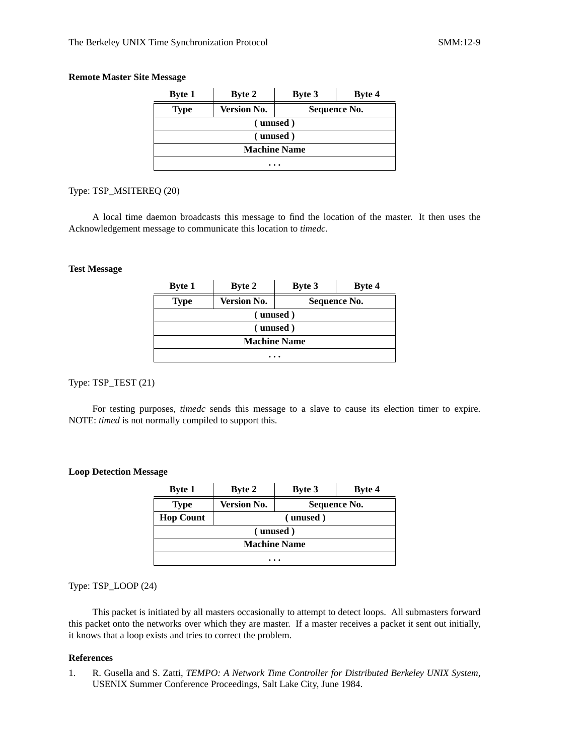**Remote Master Site Message**

| Byte 1 | Byte 2 | Byte 3 | Byte 4 |
|---|---|---|---|
| **Type** | **Version No.** | **Sequence No.** | |
| **( unused )** | | | |
| **( unused )** | | | |
| **Machine Name** | | | |
| **. . .** | | | |

Type: TSP_MSITEREQ (20)

A local time daemon broadcasts this message to find the location of the master. It then uses the Acknowledgement message to communicate this location to *timedc*.

**Test Message**

| Byte 1 | Byte 2 | Byte 3 | Byte 4 |
|---|---|---|---|
| **Type** | **Version No.** | **Sequence No.** | |
| **( unused )** | | | |
| **( unused )** | | | |
| **Machine Name** | | | |
| **. . .** | | | |

Type: TSP_TEST (21)

For testing purposes, *timedc* sends this message to a slave to cause its election timer to expire. NOTE: *timed* is not normally compiled to support this.

**Loop Detection Message**

| Byte 1 | Byte 2 | Byte 3 | Byte 4 |
|---|---|---|---|
| **Type** | **Version No.** | **Sequence No.** | |
| **Hop Count** | **( unused )** | | |
| **( unused )** | | | |
| **Machine Name** | | | |
| **. . .** | | | |

Type: TSP_LOOP (24)

This packet is initiated by all masters occasionally to attempt to detect loops. All submasters forward this packet onto the networks over which they are master. If a master receives a packet it sent out initially, it knows that a loop exists and tries to correct the problem.

**References**

1. R. Gusella and S. Zatti, *TEMPO: A Network Time Controller for Distributed Berkeley UNIX System*, USENIX Summer Conference Proceedings, Salt Lake City, June 1984.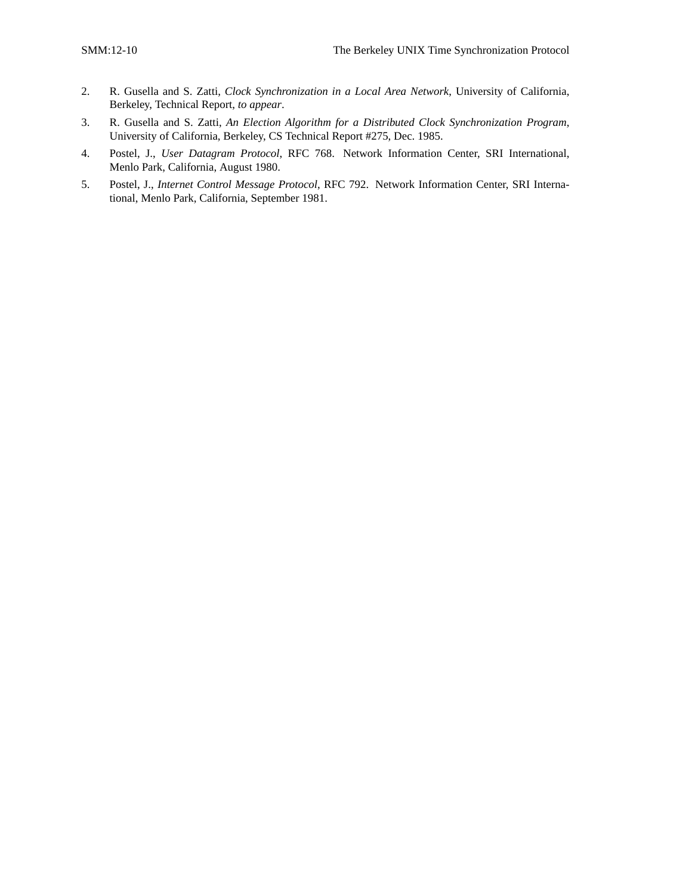2. R. Gusella and S. Zatti, *Clock Synchronization in a Local Area Network*, University of California, Berkeley, Technical Report, *to appear*.

3. R. Gusella and S. Zatti, *An Election Algorithm for a Distributed Clock Synchronization Program*, University of California, Berkeley, CS Technical Report #275, Dec. 1985.

4. Postel, J., *User Datagram Protocol*, RFC 768. Network Information Center, SRI International, Menlo Park, California, August 1980.

5. Postel, J., *Internet Control Message Protocol*, RFC 792. Network Information Center, SRI International, Menlo Park, California, September 1981.